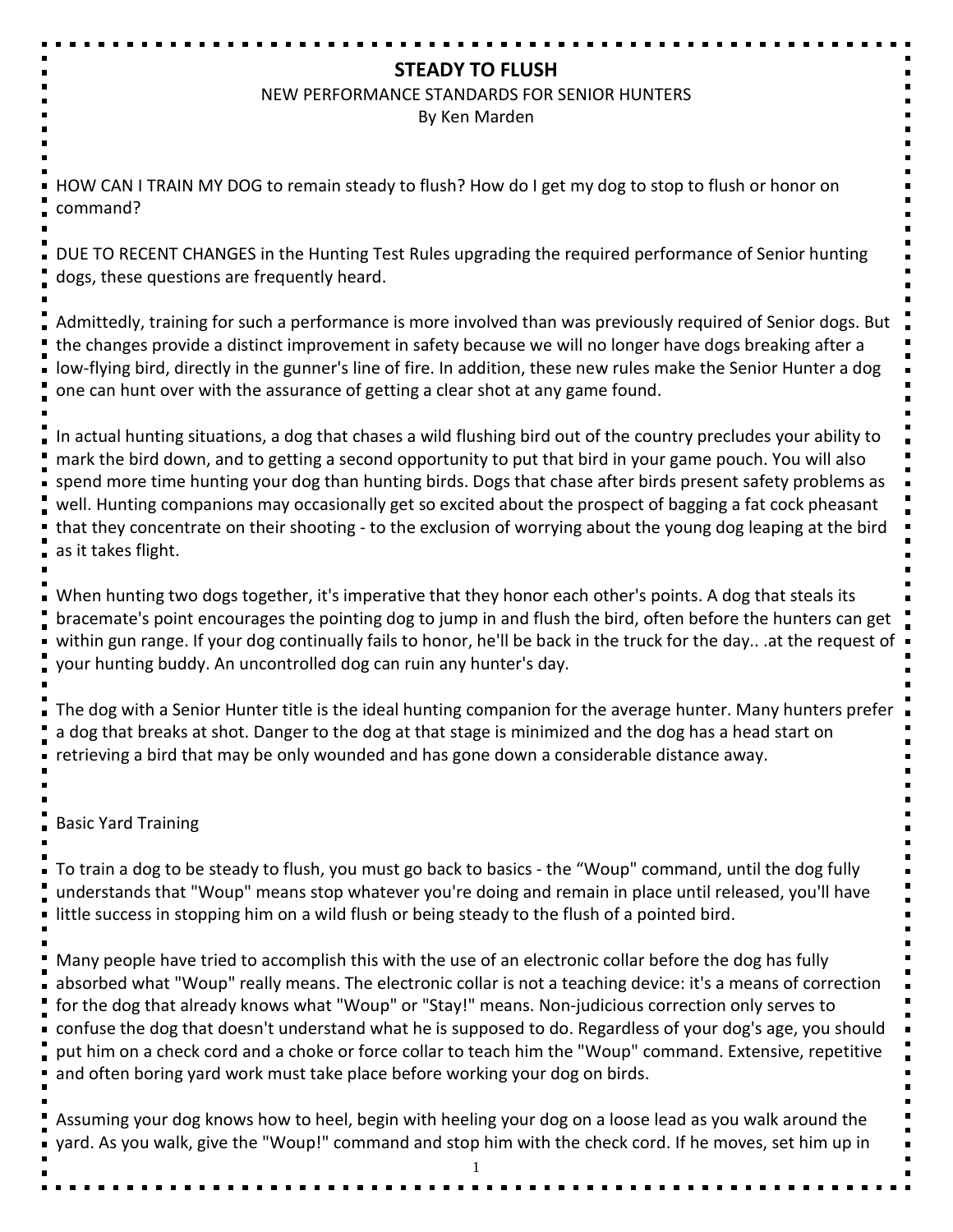# STEADY TO FLUSH

NEW PERFORMANCE STANDARDS FOR SENIOR HUNTERS

By Ken Marden

HOW CAN I TRAIN MY DOG to remain steady to flush? How do I get my dog to stop to flush or honor on command?

DUE TO RECENT CHANGES in the Hunting Test Rules upgrading the required performance of Senior hunting dogs, these questions are frequently heard.

Admittedly, training for such a performance is more involved than was previously required of Senior dogs. But the changes provide a distinct improvement in safety because we will no longer have dogs breaking after a low-flying bird, directly in the gunner's line of fire. In addition, these new rules make the Senior Hunter a dog one can hunt over with the assurance of getting a clear shot at any game found.

In actual hunting situations, a dog that chases a wild flushing bird out of the country precludes your ability to mark the bird down, and to getting a second opportunity to put that bird in your game pouch. You will also spend more time hunting your dog than hunting birds. Dogs that chase after birds present safety problems as well. Hunting companions may occasionally get so excited about the prospect of bagging a fat cock pheasant that they concentrate on their shooting - to the exclusion of worrying about the young dog leaping at the bird as it takes flight.

When hunting two dogs together, it's imperative that they honor each other's points. A dog that steals its bracemate's point encourages the pointing dog to jump in and flush the bird, often before the hunters can get within gun range. If your dog continually fails to honor, he'll be back in the truck for the day.. .at the request of your hunting buddy. An uncontrolled dog can ruin any hunter's day.

The dog with a Senior Hunter title is the ideal hunting companion for the average hunter. Many hunters prefer a dog that breaks at shot. Danger to the dog at that stage is minimized and the dog has a head start on retrieving a bird that may be only wounded and has gone down a considerable distance away.

## Basic Yard Training

To train a dog to be steady to flush, you must go back to basics - the "Woup" command, until the dog fully understands that "Woup" means stop whatever you're doing and remain in place until released, you'll have little success in stopping him on a wild flush or being steady to the flush of a pointed bird.

Many people have tried to accomplish this with the use of an electronic collar before the dog has fully absorbed what "Woup" really means. The electronic collar is not a teaching device: it's a means of correction for the dog that already knows what "Woup" or "Stay!" means. Non-judicious correction only serves to confuse the dog that doesn't understand what he is supposed to do. Regardless of your dog's age, you should put him on a check cord and a choke or force collar to teach him the "Woup" command. Extensive, repetitive and often boring yard work must take place before working your dog on birds.

Assuming your dog knows how to heel, begin with heeling your dog on a loose lead as you walk around the yard. As you walk, give the "Woup!" command and stop him with the check cord. If he moves, set him up in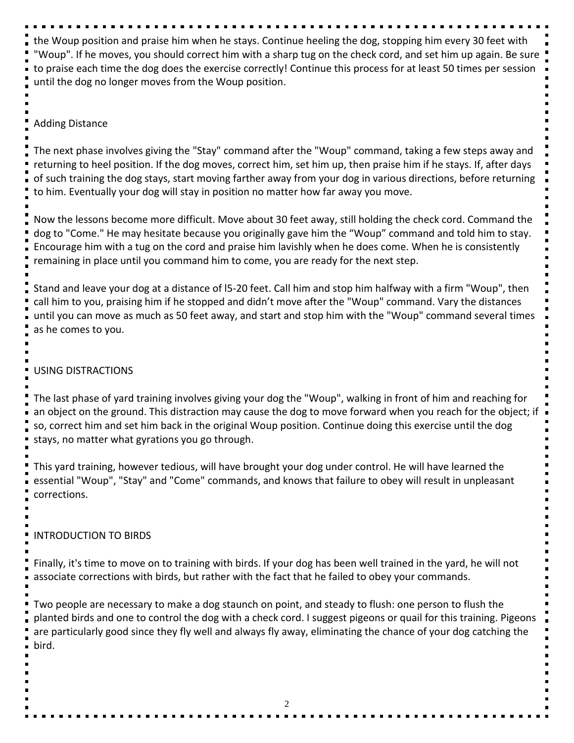the Woup position and praise him when he stays. Continue heeling the dog, stopping him every 30 feet with "Woup". If he moves, you should correct him with a sharp tug on the check cord, and set him up again. Be sure to praise each time the dog does the exercise correctly! Continue this process for at least 50 times per session until the dog no longer moves from the Woup position.

## Adding Distance

The next phase involves giving the "Stay" command after the "Woup" command, taking a few steps away and returning to heel position. If the dog moves, correct him, set him up, then praise him if he stays. If, after days of such training the dog stays, start moving farther away from your dog in various directions, before returning to him. Eventually your dog will stay in position no matter how far away you move.

Now the lessons become more difficult. Move about 30 feet away, still holding the check cord. Command the dog to "Come." He may hesitate because you originally gave him the “Woup” command and told him to stay. Encourage him with a tug on the cord and praise him lavishly when he does come. When he is consistently remaining in place until you command him to come, you are ready for the next step.

Stand and leave your dog at a distance of l5-20 feet. Call him and stop him halfway with a firm "Woup", then call him to you, praising him if he stopped and didn’t move after the "Woup" command. Vary the distances until you can move as much as 50 feet away, and start and stop him with the "Woup" command several times as he comes to you.

## USING DISTRACTIONS

The last phase of yard training involves giving your dog the "Woup", walking in front of him and reaching for an object on the ground. This distraction may cause the dog to move forward when you reach for the object; if so, correct him and set him back in the original Woup position. Continue doing this exercise until the dog stays, no matter what gyrations you go through.

This yard training, however tedious, will have brought your dog under control. He will have learned the essential "Woup", "Stay" and "Come" commands, and knows that failure to obey will result in unpleasant corrections.

## INTRODUCTION TO BIRDS

Finally, it's time to move on to training with birds. If your dog has been well trained in the yard, he will not associate corrections with birds, but rather with the fact that he failed to obey your commands.

Two people are necessary to make a dog staunch on point, and steady to flush: one person to flush the planted birds and one to control the dog with a check cord. I suggest pigeons or quail for this training. Pigeons are particularly good since they fly well and always fly away, eliminating the chance of your dog catching the bird.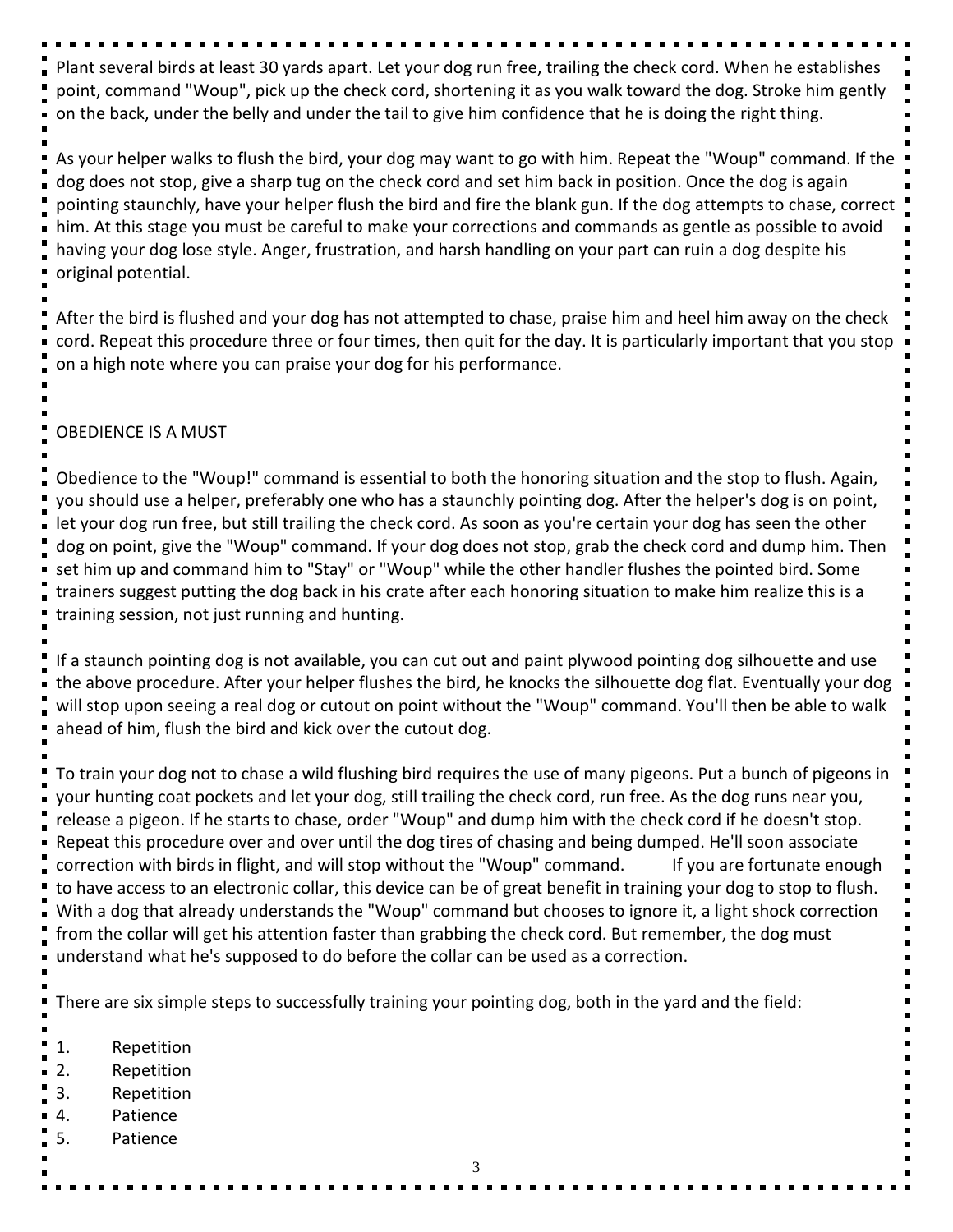Plant several birds at least 30 yards apart. Let your dog run free, trailing the check cord. When he establishes point, command "Woup", pick up the check cord, shortening it as you walk toward the dog. Stroke him gently on the back, under the belly and under the tail to give him confidence that he is doing the right thing.

As your helper walks to flush the bird, your dog may want to go with him. Repeat the "Woup" command. If the dog does not stop, give a sharp tug on the check cord and set him back in position. Once the dog is again pointing staunchly, have your helper flush the bird and fire the blank gun. If the dog attempts to chase, correct him. At this stage you must be careful to make your corrections and commands as gentle as possible to avoid having your dog lose style. Anger, frustration, and harsh handling on your part can ruin a dog despite his original potential.

After the bird is flushed and your dog has not attempted to chase, praise him and heel him away on the check cord. Repeat this procedure three or four times, then quit for the day. It is particularly important that you stop on a high note where you can praise your dog for his performance.

## OBEDIENCE IS A MUST

Obedience to the "Woup!" command is essential to both the honoring situation and the stop to flush. Again, you should use a helper, preferably one who has a staunchly pointing dog. After the helper's dog is on point, let your dog run free, but still trailing the check cord. As soon as you're certain your dog has seen the other dog on point, give the "Woup" command. If your dog does not stop, grab the check cord and dump him. Then set him up and command him to "Stay" or "Woup" while the other handler flushes the pointed bird. Some trainers suggest putting the dog back in his crate after each honoring situation to make him realize this is a training session, not just running and hunting.

If a staunch pointing dog is not available, you can cut out and paint plywood pointing dog silhouette and use the above procedure. After your helper flushes the bird, he knocks the silhouette dog flat. Eventually your dog will stop upon seeing a real dog or cutout on point without the "Woup" command. You'll then be able to walk ahead of him, flush the bird and kick over the cutout dog.

To train your dog not to chase a wild flushing bird requires the use of many pigeons. Put a bunch of pigeons in your hunting coat pockets and let your dog, still trailing the check cord, run free. As the dog runs near you, release a pigeon. If he starts to chase, order "Woup" and dump him with the check cord if he doesn't stop. Repeat this procedure over and over until the dog tires of chasing and being dumped. He'll soon associate correction with birds in flight, and will stop without the "Woup" command. If you are fortunate enough to have access to an electronic collar, this device can be of great benefit in training your dog to stop to flush. With a dog that already understands the "Woup" command but chooses to ignore it, a light shock correction from the collar will get his attention faster than grabbing the check cord. But remember, the dog must understand what he's supposed to do before the collar can be used as a correction.

There are six simple steps to successfully training your pointing dog, both in the yard and the field:

1. Repetition
2. Repetition
3. Repetition
4. Patience
5. Patience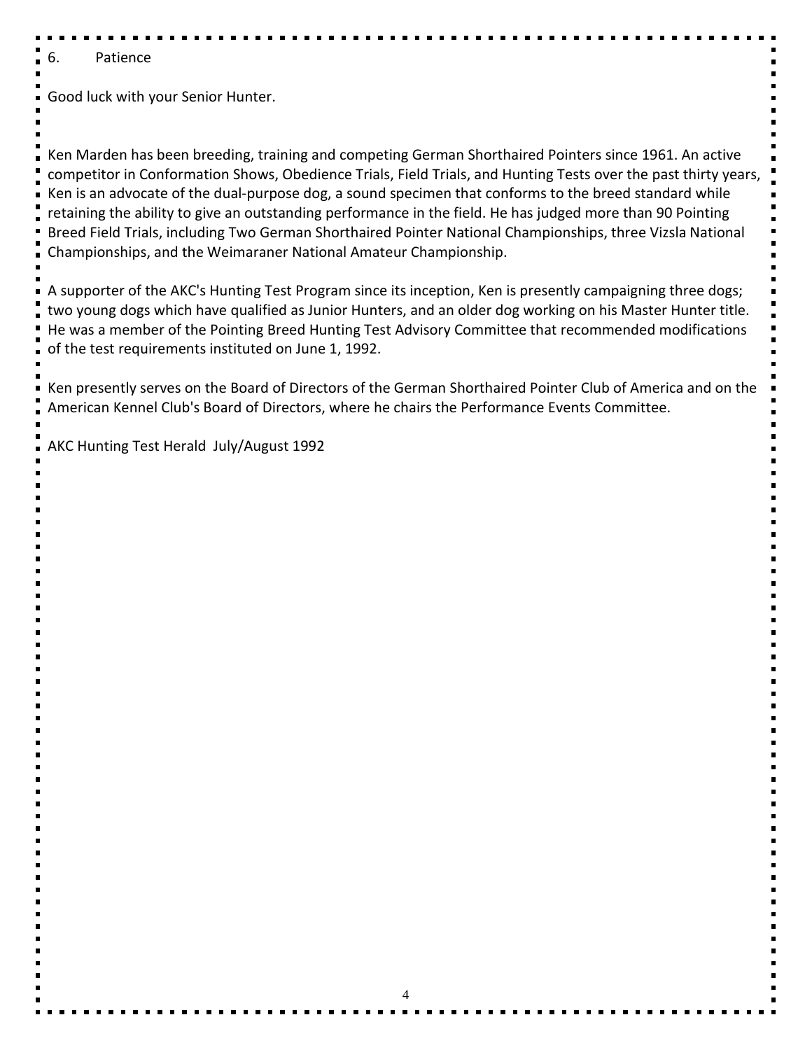6. Patience

Good luck with your Senior Hunter.

Ken Marden has been breeding, training and competing German Shorthaired Pointers since 1961. An active competitor in Conformation Shows, Obedience Trials, Field Trials, and Hunting Tests over the past thirty years, Ken is an advocate of the dual-purpose dog, a sound specimen that conforms to the breed standard while retaining the ability to give an outstanding performance in the field. He has judged more than 90 Pointing Breed Field Trials, including Two German Shorthaired Pointer National Championships, three Vizsla National Championships, and the Weimaraner National Amateur Championship.

A supporter of the AKC's Hunting Test Program since its inception, Ken is presently campaigning three dogs; two young dogs which have qualified as Junior Hunters, and an older dog working on his Master Hunter title. He was a member of the Pointing Breed Hunting Test Advisory Committee that recommended modifications of the test requirements instituted on June 1, 1992.

Ken presently serves on the Board of Directors of the German Shorthaired Pointer Club of America and on the American Kennel Club's Board of Directors, where he chairs the Performance Events Committee.

AKC Hunting Test Herald July/August 1992